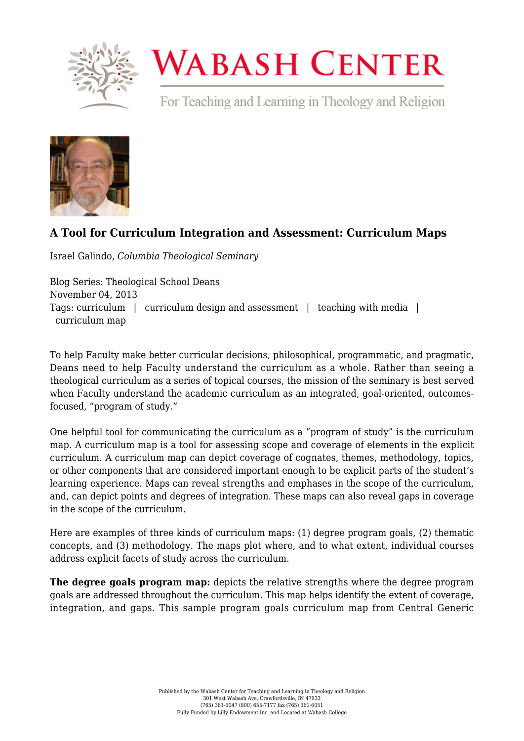# A Tool for Curriculum Integration and Assessment: Curriculum Maps

Israel Galindo, *Columbia Theological Seminary*

Blog Series: Theological School Deans
November 04, 2013
Tags: curriculum | curriculum design and assessment | teaching with media | curriculum map

To help Faculty make better curricular decisions, philosophical, programmatic, and pragmatic, Deans need to help Faculty understand the curriculum as a whole. Rather than seeing a theological curriculum as a series of topical courses, the mission of the seminary is best served when Faculty understand the academic curriculum as an integrated, goal-oriented, outcomes-focused, "program of study."

One helpful tool for communicating the curriculum as a "program of study" is the curriculum map. A curriculum map is a tool for assessing scope and coverage of elements in the explicit curriculum. A curriculum map can depict coverage of cognates, themes, methodology, topics, or other components that are considered important enough to be explicit parts of the student's learning experience. Maps can reveal strengths and emphases in the scope of the curriculum, and, can depict points and degrees of integration. These maps can also reveal gaps in coverage in the scope of the curriculum.

Here are examples of three kinds of curriculum maps: (1) degree program goals, (2) thematic concepts, and (3) methodology. The maps plot where, and to what extent, individual courses address explicit facets of study across the curriculum.

**The degree goals program map:** depicts the relative strengths where the degree program goals are addressed throughout the curriculum. This map helps identify the extent of coverage, integration, and gaps. This sample program goals curriculum map from Central Generic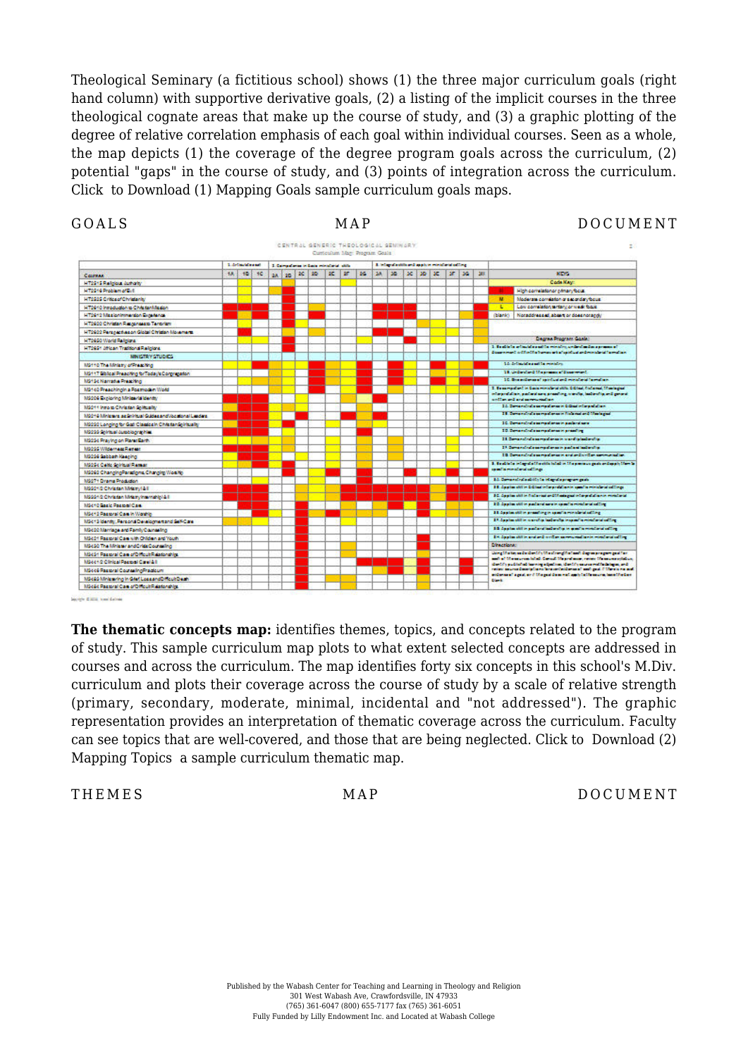Theological Seminary (a fictitious school) shows (1) the three major curriculum goals (right hand column) with supportive derivative goals, (2) a listing of the implicit courses in the three theological cognate areas that make up the course of study, and (3) a graphic plotting of the degree of relative correlation emphasis of each goal within individual courses. Seen as a whole, the map depicts (1) the coverage of the degree program goals across the curriculum, (2) potential "gaps" in the course of study, and (3) points of integration across the curriculum. Click to Download (1) Mapping Goals sample curriculum goals maps.

GOALS MAP DOCUMENT

**The thematic concepts map:** identifies themes, topics, and concepts related to the program of study. This sample curriculum map plots to what extent selected concepts are addressed in courses and across the curriculum. The map identifies forty six concepts in this school's M.Div. curriculum and plots their coverage across the course of study by a scale of relative strength (primary, secondary, moderate, minimal, incidental and "not addressed"). The graphic representation provides an interpretation of thematic coverage across the curriculum. Faculty can see topics that are well-covered, and those that are being neglected. Click to Download (2) Mapping Topics a sample curriculum thematic map.

THEMES MAP DOCUMENT

Published by the Wabash Center for Teaching and Learning in Theology and Religion
301 West Wabash Ave, Crawfordsville, IN 47933
(765) 361-6047 (800) 655-7177 fax (765) 361-6051
Fully Funded by Lilly Endowment Inc. and Located at Wabash College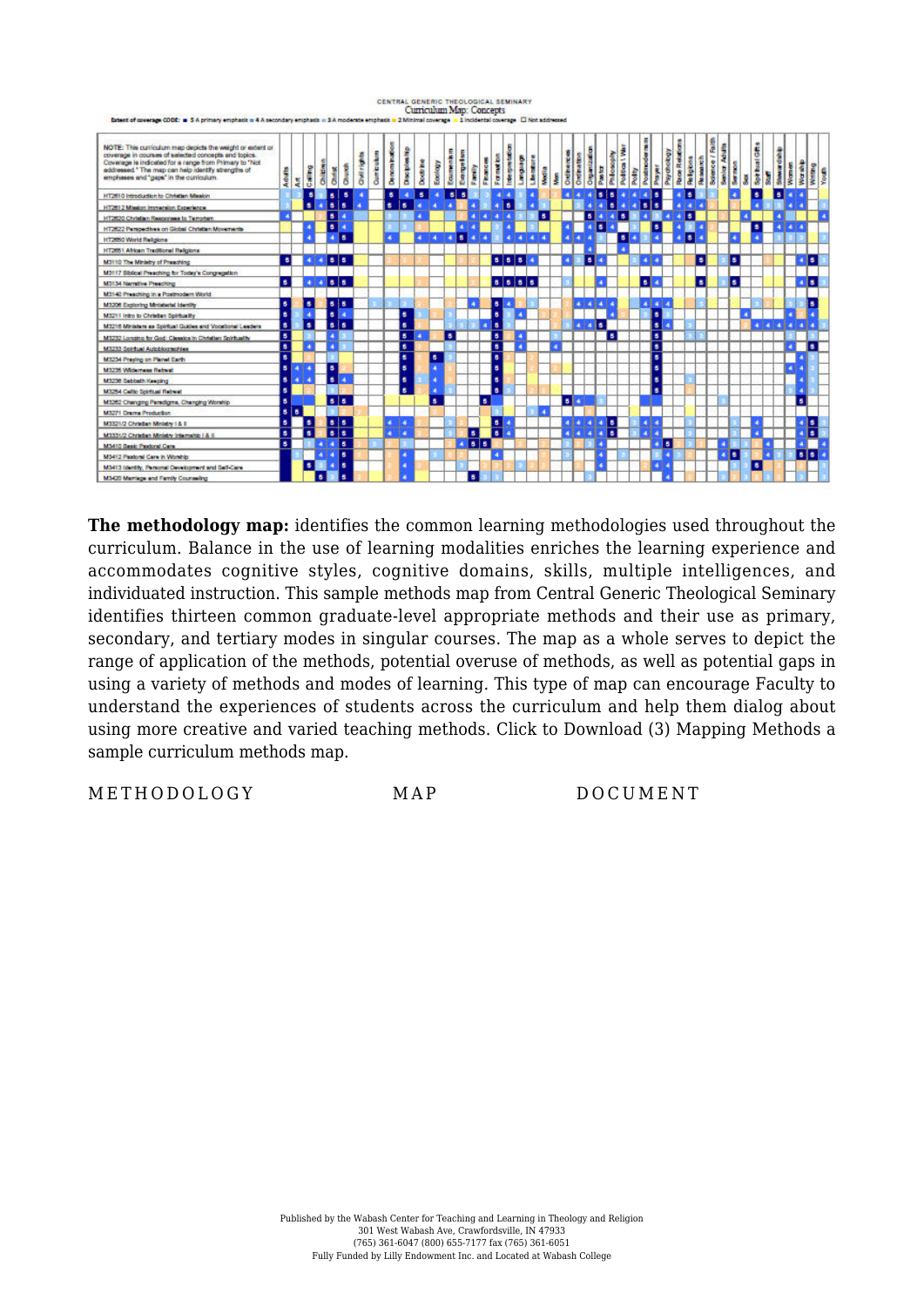CENTRAL GENERIC THEOLOGICAL SEMINARY

Curriculum Map: Concepts

Extent of coverage CODE: 5 A primary emphasis = 4 A secondary emphasis = 3 A moderate emphasis = 2 Minimal coverage = 1 Incidental coverage ☐ Not addressed

NOTE: This curriculum map depicts the weight or extent of coverage in courses of selected concepts and topics. Coverage is indicated for a range from Primary to "Not addressed." The map can help identify strengths of emphases and "gaps" in the curriculum.

Concepts (columns): Adults, Art, Calling, Children, Christ, Church, Civil rights, Curriculum, Denomination, Discipleship, Doctrine, Ecology, Ecumenism, Evangelism, Family, Finances, Formation, Interpretation, Language, Literature, Media, Men, Orthodoxies, Ordination, Organization, Pastor, Philosophy, Politics / War, Polity, Postmodernism, Prayer, Psychology, Race Relations, Religions, Research, Science / Faith, Senior Adults, Sermon, Sex, Spiritual Gifts, Staff, Stewardship, Women, Worship, Writing, Youth

Courses (rows):

- HT2610 Introduction to Christian Mission
- HT2612 Mission Immersion Experience
- HT2620 Christian Responses to Terrorism
- HT2622 Perspectives on Global Christian Movements
- HT2650 World Religions
- HT2651 African Traditional Religions
- M3110 The Ministry of Preaching
- M3117 Biblical Preaching for Today's Congregation
- M3134 Narrative Preaching
- M3140 Preaching in a Postmodern World
- M3206 Exploring Ministerial Identity
- M3211 Intro to Christian Spirituality
- M3216 Ministers as Spiritual Guides and Vocational Leaders
- M3232 Longing for God: Classics in Christian Spirituality
- M3233 Spiritual Autobiographies
- M3234 Praying on Planet Earth
- M3235 Wilderness Retreat
- M3236 Sabbath Keeping
- M3254 Celtic Spiritual Retreat
- M3262 Changing Paradigms, Changing Worship
- M3271 Drama Production
- M3321/2 Christian Ministry I & II
- M3331/2 Christian Ministry Internship I & II
- M3410 Basic Pastoral Care
- M3412 Pastoral Care in Worship
- M3413 Identity, Personal Development and Self-Care
- M3420 Marriage and Family Counseling

**The methodology map:** identifies the common learning methodologies used throughout the curriculum. Balance in the use of learning modalities enriches the learning experience and accommodates cognitive styles, cognitive domains, skills, multiple intelligences, and individuated instruction. This sample methods map from Central Generic Theological Seminary identifies thirteen common graduate-level appropriate methods and their use as primary, secondary, and tertiary modes in singular courses. The map as a whole serves to depict the range of application of the methods, potential overuse of methods, as well as potential gaps in using a variety of methods and modes of learning. This type of map can encourage Faculty to understand the experiences of students across the curriculum and help them dialog about using more creative and varied teaching methods. Click to Download (3) Mapping Methods a sample curriculum methods map.

METHODOLOGY MAP DOCUMENT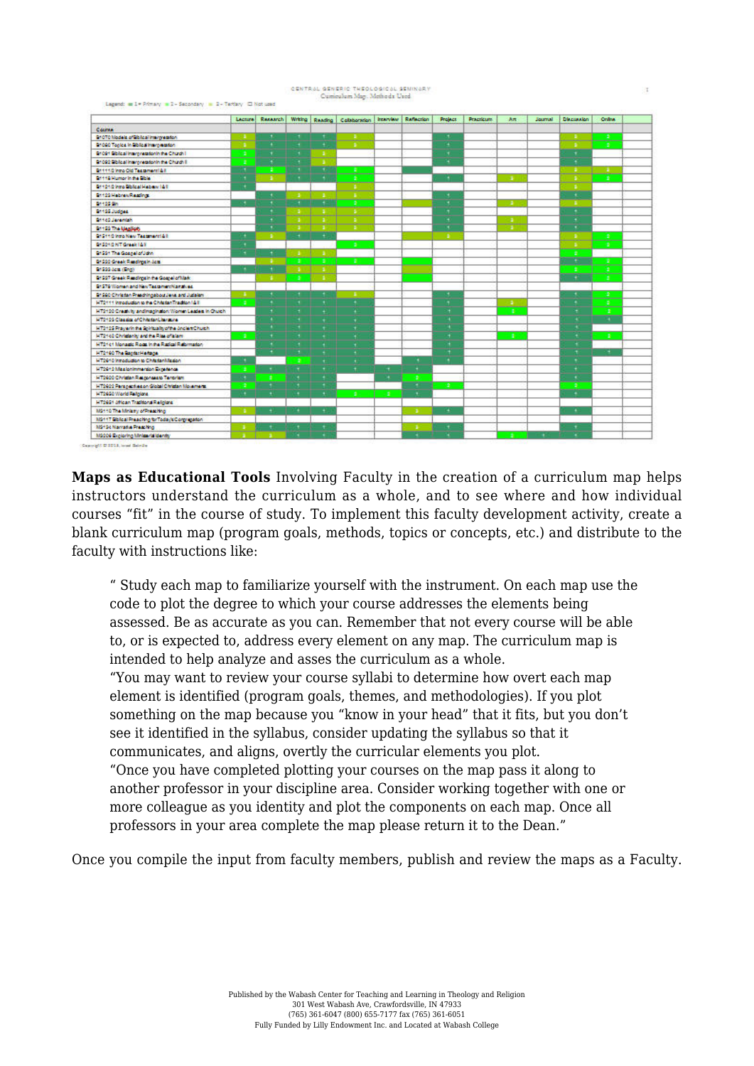CENTRAL GENERIC THEOLOGICAL SEMINARY
Curriculum Map: Methods Used

Legend: 1 = Primary  2 = Secondary  3 = Tertiary  Not used

| Course | Lecture | Research | Writing | Reading | Collaboration | Interview | Reflection | Project | Practicum | Art | Journal | Discussion | Online |
|---|---|---|---|---|---|---|---|---|---|---|---|---|---|
| BI070 Models of Biblical Interpretation | | | | | | | | | | | | | |
| BI080 Topics in Biblical Interpretation | | | | | | | | | | | | | |
| BI091 Biblical Interpretation in the Church I | | | | | | | | | | | | | |
| BI092 Biblical Interpretation in the Church II | | | | | | | | | | | | | |
| BI1110 Intro Old Testament I & II | | | | | | | | | | | | | |
| BI118 Humor in the Bible | | | | | | | | | | | | | |
| BI1210 Intro Biblical Hebrew I & II | | | | | | | | | | | | | |
| BI123 Hebrew Readings | | | | | | | | | | | | | |
| BI125 Sin | | | | | | | | | | | | | |
| BI132 Judges | | | | | | | | | | | | | |
| BI142 Jeremiah | | | | | | | | | | | | | |
| BI153 The Magi(ot) | | | | | | | | | | | | | |
| BI2110 Intro New Testament I & II | | | | | | | | | | | | | |
| BI2210 NT Greek I & II | | | | | | | | | | | | | |
| BI231 The Gospel of John | | | | | | | | | | | | | |
| BI232 Greek Readings in Acts | | | | | | | | | | | | | |
| BI233 Acts (Eng) | | | | | | | | | | | | | |
| BI237 Greek Readings in the Gospel of Mark | | | | | | | | | | | | | |
| BI279 Women and New Testament Narratives | | | | | | | | | | | | | |
| BI280 Christian Preaching about Jews and Judaism | | | | | | | | | | | | | |
| HT2111 Introduction to the Christian Tradition I & II | | | | | | | | | | | | | |
| HT2120 Creativity and Imagination: Women Leaders in Church | | | | | | | | | | | | | |
| HT2123 Classics of Christian Literature | | | | | | | | | | | | | |
| HT2125 Prayer in the Spirituality of the Ancient Church | | | | | | | | | | | | | |
| HT2140 Christianity and the Rise of Islam | | | | | | | | | | | | | |
| HT2141 Monastic Roots in the Radical Reformation | | | | | | | | | | | | | |
| HT2160 The Baptist Heritage | | | | | | | | | | | | | |
| HT2610 Introduction to Christian Mission | | | | | | | | | | | | | |
| HT2612 Mission Immersion Experience | | | | | | | | | | | | | |
| HT2620 Christian Responses to Terrorism | | | | | | | | | | | | | |
| HT2622 Perspectives on Global Christian Movements | | | | | | | | | | | | | |
| HT2630 World Religions | | | | | | | | | | | | | |
| HT2631 African Traditional Religions | | | | | | | | | | | | | |
| MS110 The Ministry of Preaching | | | | | | | | | | | | | |
| MS117 Biblical Preaching for Today's Congregation | | | | | | | | | | | | | |
| MS134 Narrative Preaching | | | | | | | | | | | | | |
| MS206 Exploring Ministerial Identity | | | | | | | | | | | | | |

Copyright © 2013, Israel Galindo

**Maps as Educational Tools** Involving Faculty in the creation of a curriculum map helps instructors understand the curriculum as a whole, and to see where and how individual courses "fit" in the course of study. To implement this faculty development activity, create a blank curriculum map (program goals, methods, topics or concepts, etc.) and distribute to the faculty with instructions like:

> " Study each map to familiarize yourself with the instrument. On each map use the code to plot the degree to which your course addresses the elements being assessed. Be as accurate as you can. Remember that not every course will be able to, or is expected to, address every element on any map. The curriculum map is intended to help analyze and asses the curriculum as a whole.
>
> "You may want to review your course syllabi to determine how overt each map element is identified (program goals, themes, and methodologies). If you plot something on the map because you "know in your head" that it fits, but you don't see it identified in the syllabus, consider updating the syllabus so that it communicates, and aligns, overtly the curricular elements you plot.
>
> "Once you have completed plotting your courses on the map pass it along to another professor in your discipline area. Consider working together with one or more colleague as you identity and plot the components on each map. Once all professors in your area complete the map please return it to the Dean."

Once you compile the input from faculty members, publish and review the maps as a Faculty.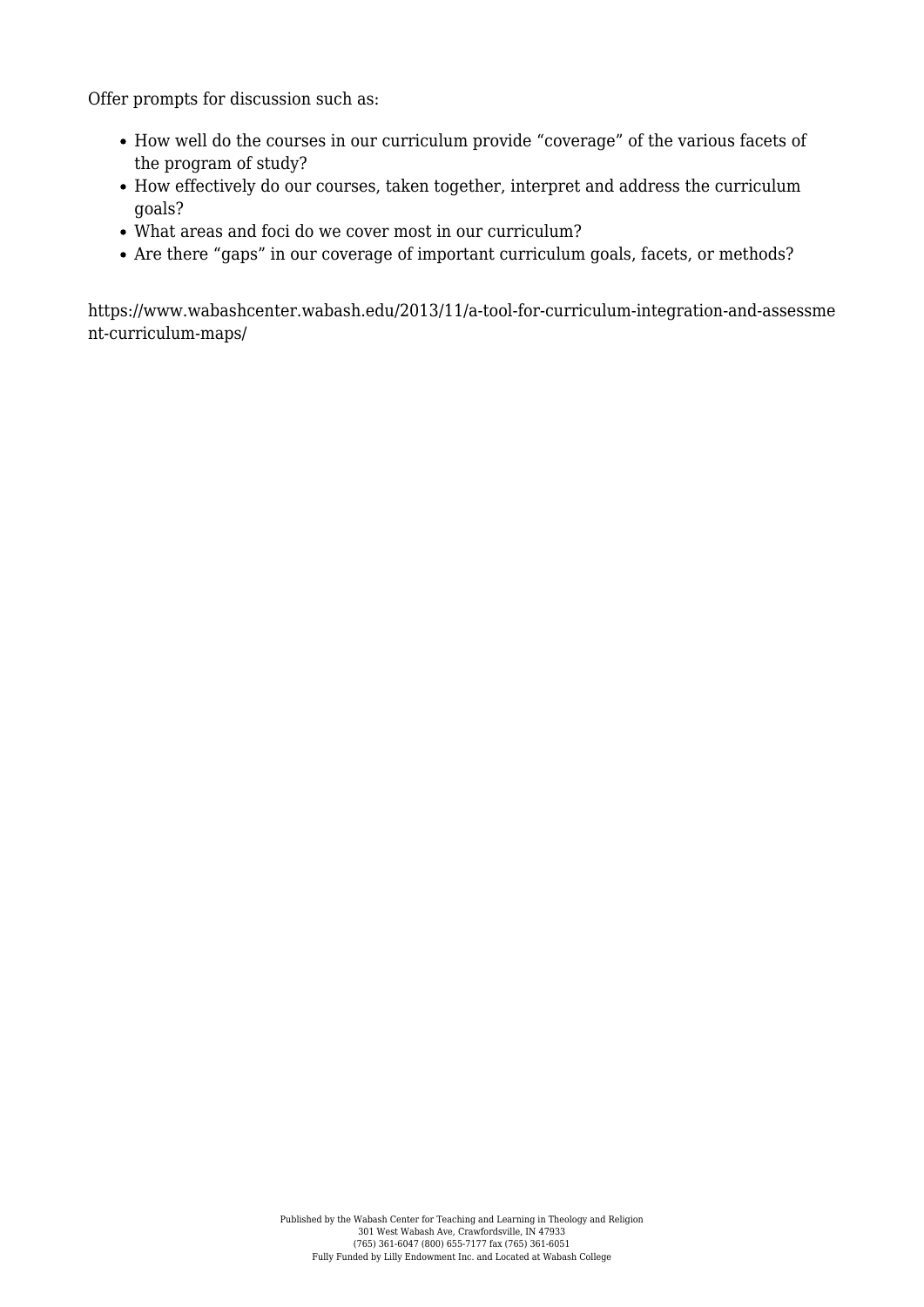Offer prompts for discussion such as:

- How well do the courses in our curriculum provide "coverage" of the various facets of the program of study?
- How effectively do our courses, taken together, interpret and address the curriculum goals?
- What areas and foci do we cover most in our curriculum?
- Are there "gaps" in our coverage of important curriculum goals, facets, or methods?

https://www.wabashcenter.wabash.edu/2013/11/a-tool-for-curriculum-integration-and-assessment-curriculum-maps/